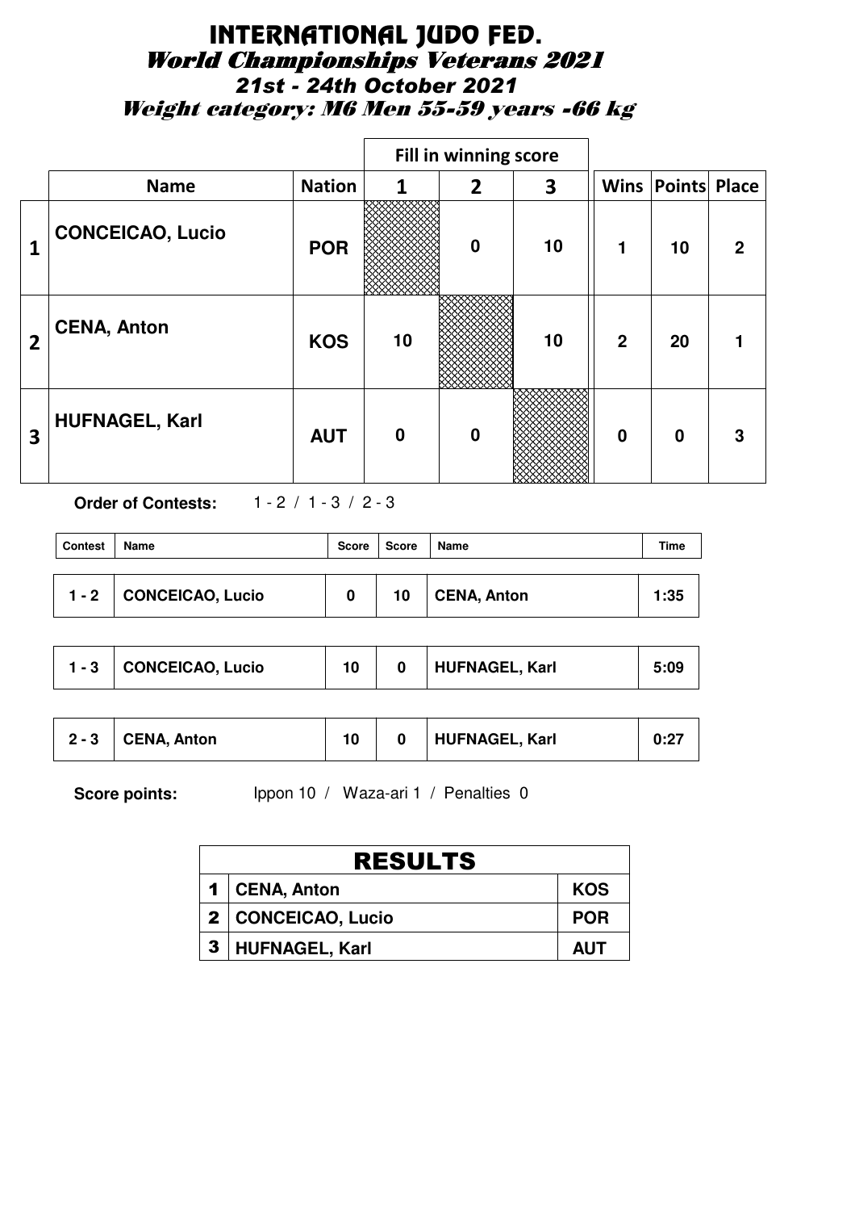# INTERNATIONAL JUDO FED.

## World Championships Veterans 2021

### 21st - 24th October 2021

### Weight category: M6 Men 55-59 years -66 kg

| | Name | Nation | Fill in winning score 1 | 2 | 3 | Wins | Points | Place |
|---|---|---|---|---|---|---|---|---|
| 1 | CONCEICAO, Lucio | POR | | 0 | 10 | 1 | 10 | 2 |
| 2 | CENA, Anton | KOS | 10 | | 10 | 2 | 20 | 1 |
| 3 | HUFNAGEL, Karl | AUT | 0 | 0 | | 0 | 0 | 3 |

**Order of Contests:** 1 - 2 / 1 - 3 / 2 - 3

| Contest | Name | Score | Score | Name | Time |
|---|---|---|---|---|---|
| 1 - 2 | CONCEICAO, Lucio | 0 | 10 | CENA, Anton | 1:35 |
| 1 - 3 | CONCEICAO, Lucio | 10 | 0 | HUFNAGEL, Karl | 5:09 |
| 2 - 3 | CENA, Anton | 10 | 0 | HUFNAGEL, Karl | 0:27 |

**Score points:** Ippon 10 / Waza-ari 1 / Penalties 0

| RESULTS | | |
|---|---|---|
| 1 | CENA, Anton | KOS |
| 2 | CONCEICAO, Lucio | POR |
| 3 | HUFNAGEL, Karl | AUT |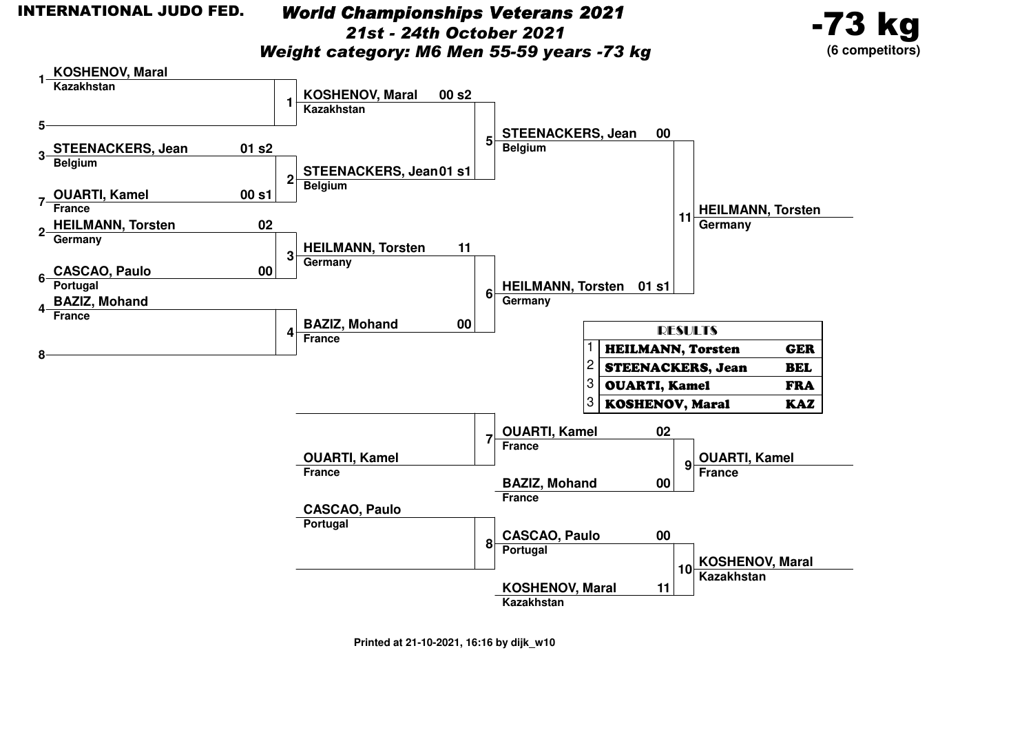INTERNATIONAL JUDO FED.

# World Championships Veterans 2021

## 21st - 24th October 2021

## Weight category: M6 Men 55-59 years -73 kg

**-73 kg** (6 competitors)

### Main draw – Round 1

| Contest | Competitor | Country | Score |
|---|---|---|---|
| 1 | 1 KOSHENOV, Maral | Kazakhstan | |
| | 5 – | | |
| 2 | 3 STEENACKERS, Jean | Belgium | 01 s2 |
| | 7 OUARTI, Kamel | France | 00 s1 |
| 3 | 2 HEILMANN, Torsten | Germany | 02 |
| | 6 CASCAO, Paulo | Portugal | 00 |
| 4 | 4 BAZIZ, Mohand | France | |
| | 8 – | | |

### Main draw – Round 2

| Contest | Competitor | Country | Score |
|---|---|---|---|
| 5 | KOSHENOV, Maral | Kazakhstan | 00 s2 |
| | STEENACKERS, Jean | Belgium | 01 s1 |
| 6 | HEILMANN, Torsten | Germany | 11 |
| | BAZIZ, Mohand | France | 00 |

### Final

| Contest | Competitor | Country | Score |
|---|---|---|---|
| 11 | STEENACKERS, Jean | Belgium | 00 |
| | HEILMANN, Torsten | Germany | 01 s1 |

Winner: HEILMANN, Torsten – Germany

### Repechage

| Contest | Competitor | Country | Score |
|---|---|---|---|
| 7 | – | | |
| | OUARTI, Kamel | France | |
| 8 | CASCAO, Paulo | Portugal | |
| | – | | |
| 9 | OUARTI, Kamel | France | 02 |
| | BAZIZ, Mohand | France | 00 |
| 10 | CASCAO, Paulo | Portugal | 00 |
| | KOSHENOV, Maral | Kazakhstan | 11 |

Winner contest 9: OUARTI, Kamel – France

Winner contest 10: KOSHENOV, Maral – Kazakhstan

### RESULTS

| Place | Name | Country |
|---|---|---|
| 1 | HEILMANN, Torsten | GER |
| 2 | STEENACKERS, Jean | BEL |
| 3 | OUARTI, Kamel | FRA |
| 3 | KOSHENOV, Maral | KAZ |

Printed at 21-10-2021, 16:16 by dijk_w10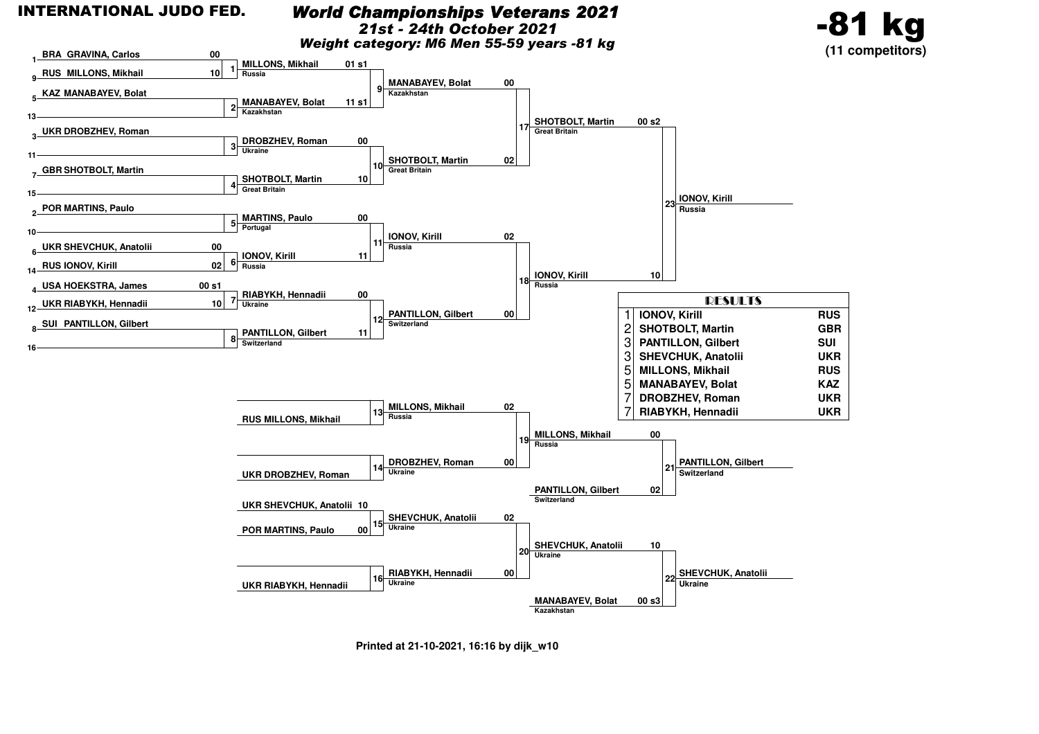INTERNATIONAL JUDO FED.

# World Championships Veterans 2021

***21st - 24th October 2021***

***Weight category: M6 Men 55-59 years -81 kg***

## -81 kg

**(11 competitors)**

### Main bracket

| Match | Competitor 1 | Score | Competitor 2 | Score | Winner | Score |
|---|---|---|---|---|---|---|
| 1 | BRA GRAVINA, Carlos (1) | 00 | RUS MILLONS, Mikhail (9) | 10 | MILLONS, Mikhail (Russia) | 01 s1 |
| 2 | KAZ MANABAYEV, Bolat (5) | | (13) | | MANABAYEV, Bolat (Kazakhstan) | 11 s1 |
| 3 | UKR DROBZHEV, Roman (3) | | (11) | | DROBZHEV, Roman (Ukraine) | 00 |
| 4 | GBR SHOTBOLT, Martin (7) | | (15) | | SHOTBOLT, Martin (Great Britain) | 10 |
| 5 | POR MARTINS, Paulo (2) | | (10) | | MARTINS, Paulo (Portugal) | 00 |
| 6 | UKR SHEVCHUK, Anatolii (6) | 00 | RUS IONOV, Kirill (14) | 02 | IONOV, Kirill (Russia) | 11 |
| 7 | USA HOEKSTRA, James (4) | 00 s1 | UKR RIABYKH, Hennadii (12) | 10 | RIABYKH, Hennadii (Ukraine) | 00 |
| 8 | SUI PANTILLON, Gilbert (8) | | (16) | | PANTILLON, Gilbert (Switzerland) | 11 |
| 9 | MILLONS, Mikhail | 01 s1 | MANABAYEV, Bolat | 11 s1 | MANABAYEV, Bolat (Kazakhstan) | 00 |
| 10 | DROBZHEV, Roman | 00 | SHOTBOLT, Martin | 10 | SHOTBOLT, Martin (Great Britain) | 02 |
| 11 | MARTINS, Paulo | 00 | IONOV, Kirill | 11 | IONOV, Kirill (Russia) | 02 |
| 12 | RIABYKH, Hennadii | 00 | PANTILLON, Gilbert | 11 | PANTILLON, Gilbert (Switzerland) | 00 |
| 17 | MANABAYEV, Bolat | 00 | SHOTBOLT, Martin | 02 | SHOTBOLT, Martin (Great Britain) | 00 s2 |
| 18 | IONOV, Kirill | 02 | PANTILLON, Gilbert | 00 | IONOV, Kirill (Russia) | 10 |
| 23 | SHOTBOLT, Martin | 00 s2 | IONOV, Kirill | 10 | IONOV, Kirill (Russia) | |

### Repechage

| Match | Competitor 1 | Score | Competitor 2 | Score | Winner | Score |
|---|---|---|---|---|---|---|
| 13 | | | RUS MILLONS, Mikhail | | MILLONS, Mikhail (Russia) | 02 |
| 14 | | | UKR DROBZHEV, Roman | | DROBZHEV, Roman (Ukraine) | 00 |
| 15 | UKR SHEVCHUK, Anatolii | 10 | POR MARTINS, Paulo | 00 | SHEVCHUK, Anatolii (Ukraine) | 02 |
| 16 | | | UKR RIABYKH, Hennadii | | RIABYKH, Hennadii (Ukraine) | 00 |
| 19 | MILLONS, Mikhail | 02 | DROBZHEV, Roman | 00 | MILLONS, Mikhail (Russia) | 00 |
| 20 | SHEVCHUK, Anatolii | 02 | RIABYKH, Hennadii | 00 | SHEVCHUK, Anatolii (Ukraine) | 10 |
| 21 | MILLONS, Mikhail | 00 | PANTILLON, Gilbert (Switzerland) | 02 | PANTILLON, Gilbert (Switzerland) | |
| 22 | SHEVCHUK, Anatolii | 10 | MANABAYEV, Bolat (Kazakhstan) | 00 s3 | SHEVCHUK, Anatolii (Ukraine) | |

### RESULTS

| Place | Name | Country |
|---|---|---|
| 1 | IONOV, Kirill | RUS |
| 2 | SHOTBOLT, Martin | GBR |
| 3 | PANTILLON, Gilbert | SUI |
| 3 | SHEVCHUK, Anatolii | UKR |
| 5 | MILLONS, Mikhail | RUS |
| 5 | MANABAYEV, Bolat | KAZ |
| 7 | DROBZHEV, Roman | UKR |
| 7 | RIABYKH, Hennadii | UKR |

**Printed at 21-10-2021, 16:16 by dijk_w10**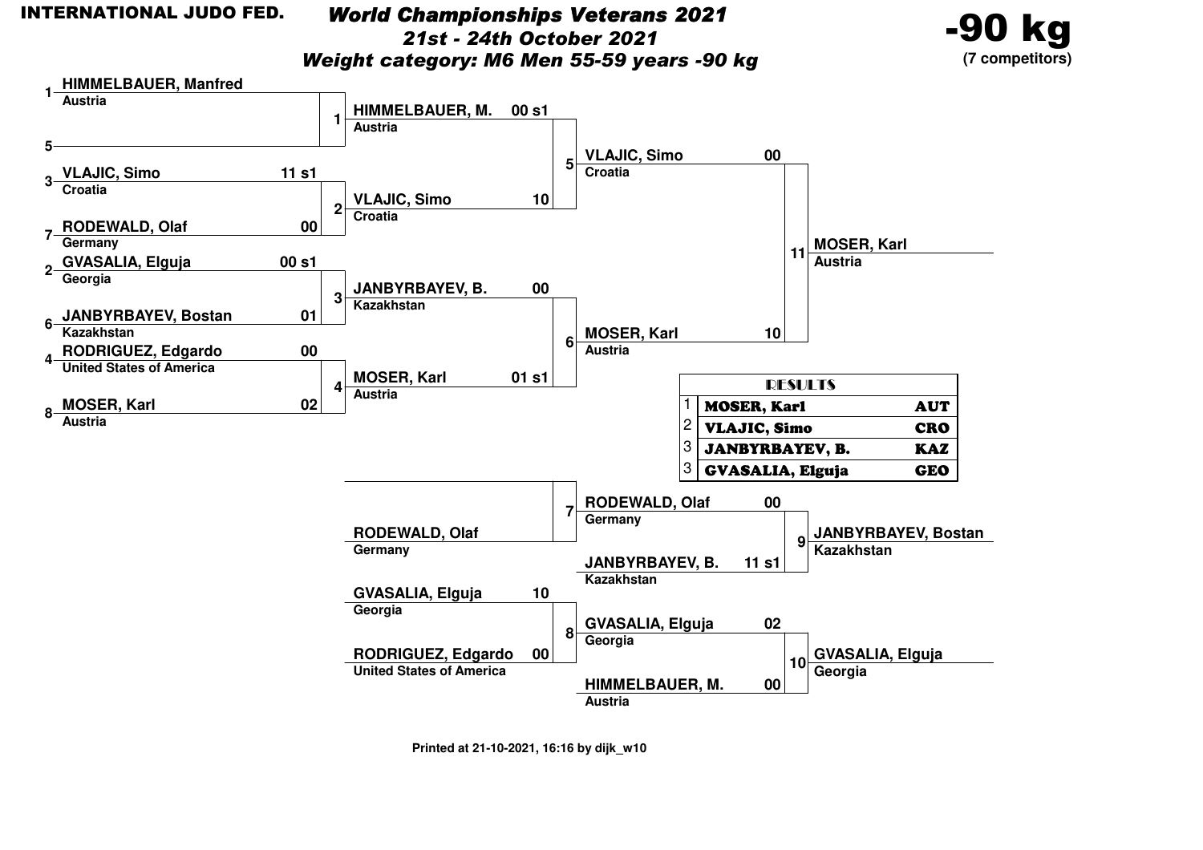INTERNATIONAL JUDO FED.

# World Championships Veterans 2021

## 21st - 24th October 2021

## Weight category: M6 Men 55-59 years -90 kg

**-90 kg**
**(7 competitors)**

### Round 1

| Contest | Competitor | Country | Score |
|---|---|---|---|
| 1 | 1 HIMMELBAUER, Manfred | Austria | |
| | 5 — | | |
| 2 | 3 VLAJIC, Simo | Croatia | 11 s1 |
| | 7 RODEWALD, Olaf | Germany | 00 |
| 3 | 2 GVASALIA, Elguja | Georgia | 00 s1 |
| | 6 JANBYRBAYEV, Bostan | Kazakhstan | 01 |
| 4 | 4 RODRIGUEZ, Edgardo | United States of America | 00 |
| | 8 MOSER, Karl | Austria | 02 |

### Semi-finals

| Contest | Competitor | Country | Score |
|---|---|---|---|
| 5 | HIMMELBAUER, M. | Austria | 00 s1 |
| | VLAJIC, Simo | Croatia | 10 |
| 6 | JANBYRBAYEV, B. | Kazakhstan | 00 |
| | MOSER, Karl | Austria | 01 s1 |

### Final

| Contest | Competitor | Country | Score |
|---|---|---|---|
| 11 | VLAJIC, Simo | Croatia | 00 |
| | MOSER, Karl | Austria | 10 |

Winner: MOSER, Karl (Austria)

### Repechage

| Contest | Competitor | Country | Score |
|---|---|---|---|
| 7 | — | | |
| | RODEWALD, Olaf | Germany | |
| 8 | GVASALIA, Elguja | Georgia | 10 |
| | RODRIGUEZ, Edgardo | United States of America | 00 |

### Bronze medal contests

| Contest | Competitor | Country | Score |
|---|---|---|---|
| 9 | RODEWALD, Olaf | Germany | 00 |
| | JANBYRBAYEV, B. | Kazakhstan | 11 s1 |
| 10 | GVASALIA, Elguja | Georgia | 02 |
| | HIMMELBAUER, M. | Austria | 00 |

Winner contest 9: JANBYRBAYEV, Bostan (Kazakhstan)

Winner contest 10: GVASALIA, Elguja (Georgia)

### RESULTS

| Place | Name | Country |
|---|---|---|
| 1 | MOSER, Karl | AUT |
| 2 | VLAJIC, Simo | CRO |
| 3 | JANBYRBAYEV, B. | KAZ |
| 3 | GVASALIA, Elguja | GEO |

Printed at 21-10-2021, 16:16 by dijk_w10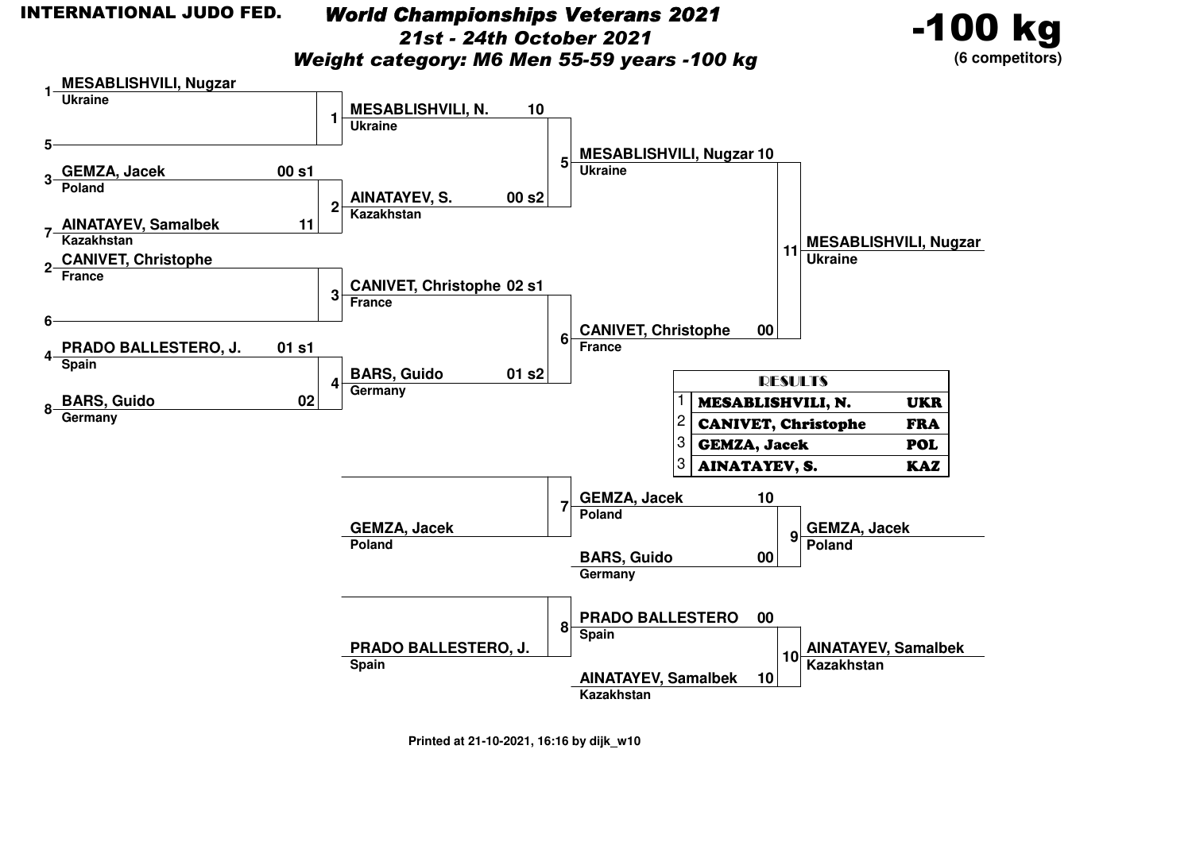INTERNATIONAL JUDO FED.

# World Championships Veterans 2021

## 21st - 24th October 2021

## Weight category: M6 Men 55-59 years -100 kg

**-100 kg**
**(6 competitors)**

### Round 1

| Contest | Competitor (seed) | Country | Score |
|---|---|---|---|
| 1 | 1 MESABLISHVILI, Nugzar | Ukraine | |
| 1 | 5 | | |
| 2 | 3 GEMZA, Jacek | Poland | 00 s1 |
| 2 | 7 AINATAYEV, Samalbek | Kazakhstan | 11 |
| 3 | 2 CANIVET, Christophe | France | |
| 3 | 6 | | |
| 4 | 4 PRADO BALLESTERO, J. | Spain | 01 s1 |
| 4 | 8 BARS, Guido | Germany | 02 |

### Round 2

| Contest | Competitor | Country | Score |
|---|---|---|---|
| 5 | MESABLISHVILI, N. | Ukraine | 10 |
| 5 | AINATAYEV, S. | Kazakhstan | 00 s2 |
| 6 | CANIVET, Christophe | France | 02 s1 |
| 6 | BARS, Guido | Germany | 01 s2 |

### Final

| Contest | Competitor | Country | Score |
|---|---|---|---|
| 11 | MESABLISHVILI, Nugzar | Ukraine | 10 |
| 11 | CANIVET, Christophe | France | 00 |

Winner: **MESABLISHVILI, Nugzar** — Ukraine

### Repechage

| Contest | Competitor | Country | Score |
|---|---|---|---|
| 7 | | | |
| 7 | GEMZA, Jacek | Poland | |
| 8 | | | |
| 8 | PRADO BALLESTERO, J. | Spain | |

### Bronze contests

| Contest | Competitor | Country | Score | Winner |
|---|---|---|---|---|
| 9 | GEMZA, Jacek | Poland | 10 | GEMZA, Jacek (Poland) |
| 9 | BARS, Guido | Germany | 00 | |
| 10 | PRADO BALLESTERO | Spain | 00 | AINATAYEV, Samalbek (Kazakhstan) |
| 10 | AINATAYEV, Samalbek | Kazakhstan | 10 | |

### RESULTS

| Place | Name | Country |
|---|---|---|
| 1 | MESABLISHVILI, N. | UKR |
| 2 | CANIVET, Christophe | FRA |
| 3 | GEMZA, Jacek | POL |
| 3 | AINATAYEV, S. | KAZ |

Printed at 21-10-2021, 16:16 by dijk_w10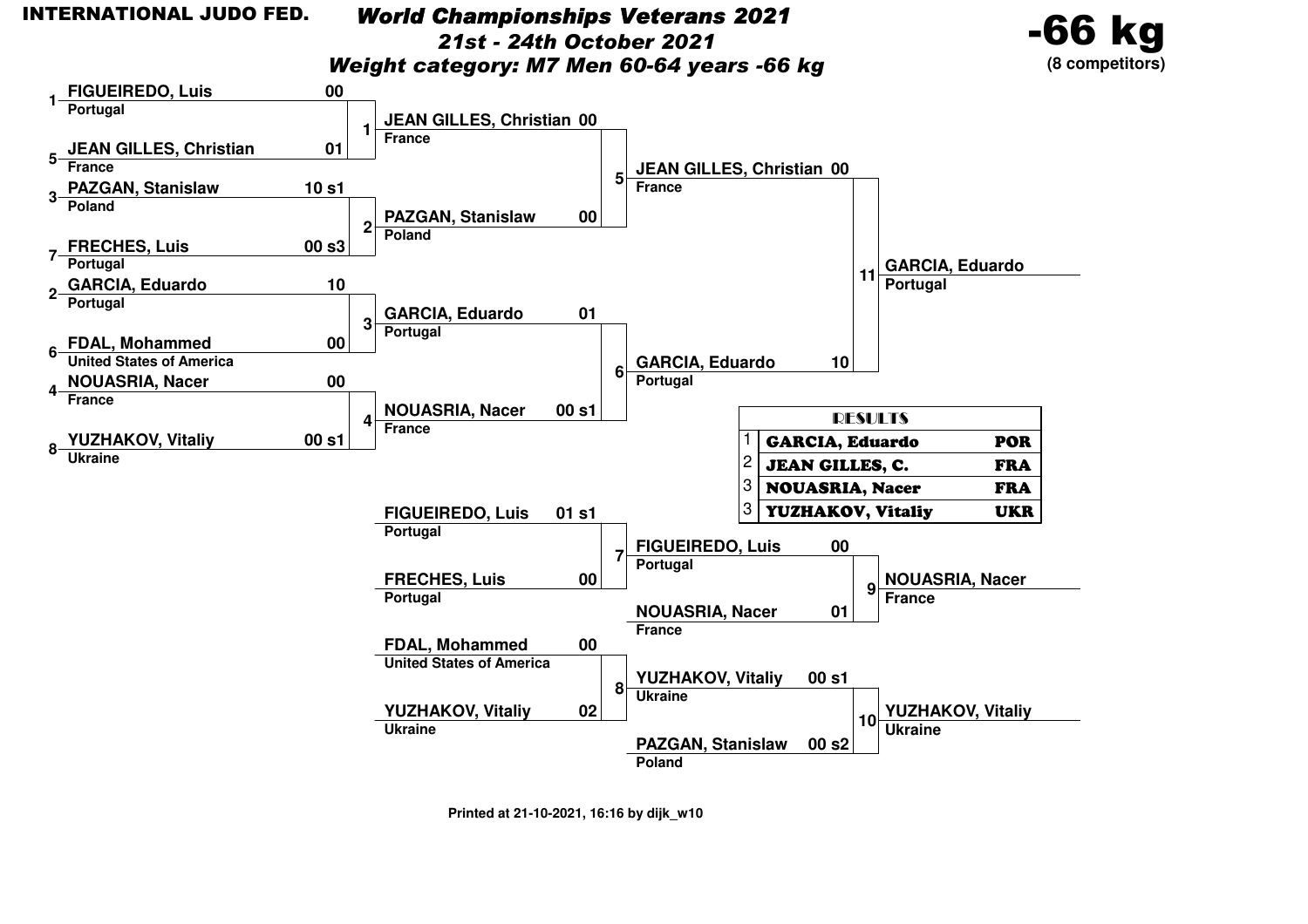INTERNATIONAL JUDO FED.

# World Championships Veterans 2021

## 21st - 24th October 2021

## Weight category: M7 Men 60-64 years -66 kg

**-66 kg**
**(8 competitors)**

### Pool / First Round

| Seed | Competitor | Country | Score |
|---|---|---|---|
| 1 | FIGUEIREDO, Luis | Portugal | 00 |
| 5 | JEAN GILLES, Christian | France | 01 |
| 3 | PAZGAN, Stanislaw | Poland | 10 s1 |
| 7 | FRECHES, Luis | Portugal | 00 s3 |
| 2 | GARCIA, Eduardo | Portugal | 10 |
| 6 | FDAL, Mohammed | United States of America | 00 |
| 4 | NOUASRIA, Nacer | France | 00 |
| 8 | YUZHAKOV, Vitaliy | Ukraine | 00 s1 |

### Matches

| Match | Competitor | Country | Score |
|---|---|---|---|
| 1 | JEAN GILLES, Christian | France | 00 |
| 2 | PAZGAN, Stanislaw | Poland | 00 |
| 3 | GARCIA, Eduardo | Portugal | 01 |
| 4 | NOUASRIA, Nacer | France | 00 s1 |
| 5 | JEAN GILLES, Christian | France | 00 |
| 6 | GARCIA, Eduardo | Portugal | 10 |
| 11 | GARCIA, Eduardo | Portugal | |

### Repechage

| Match | Competitor | Country | Score |
|---|---|---|---|
| 7 | FIGUEIREDO, Luis | Portugal | 01 s1 |
| 7 | FRECHES, Luis | Portugal | 00 |
| 8 | FDAL, Mohammed | United States of America | 00 |
| 8 | YUZHAKOV, Vitaliy | Ukraine | 02 |
| 9 | FIGUEIREDO, Luis | Portugal | 00 |
| 9 | NOUASRIA, Nacer | France | 01 |
| 10 | YUZHAKOV, Vitaliy | Ukraine | 00 s1 |
| 10 | PAZGAN, Stanislaw | Poland | 00 s2 |

Winner match 9: NOUASRIA, Nacer (France)

Winner match 10: YUZHAKOV, Vitaliy (Ukraine)

### RESULTS

| Place | Name | Country |
|---|---|---|
| 1 | GARCIA, Eduardo | POR |
| 2 | JEAN GILLES, C. | FRA |
| 3 | NOUASRIA, Nacer | FRA |
| 3 | YUZHAKOV, Vitaliy | UKR |

Printed at 21-10-2021, 16:16 by dijk_w10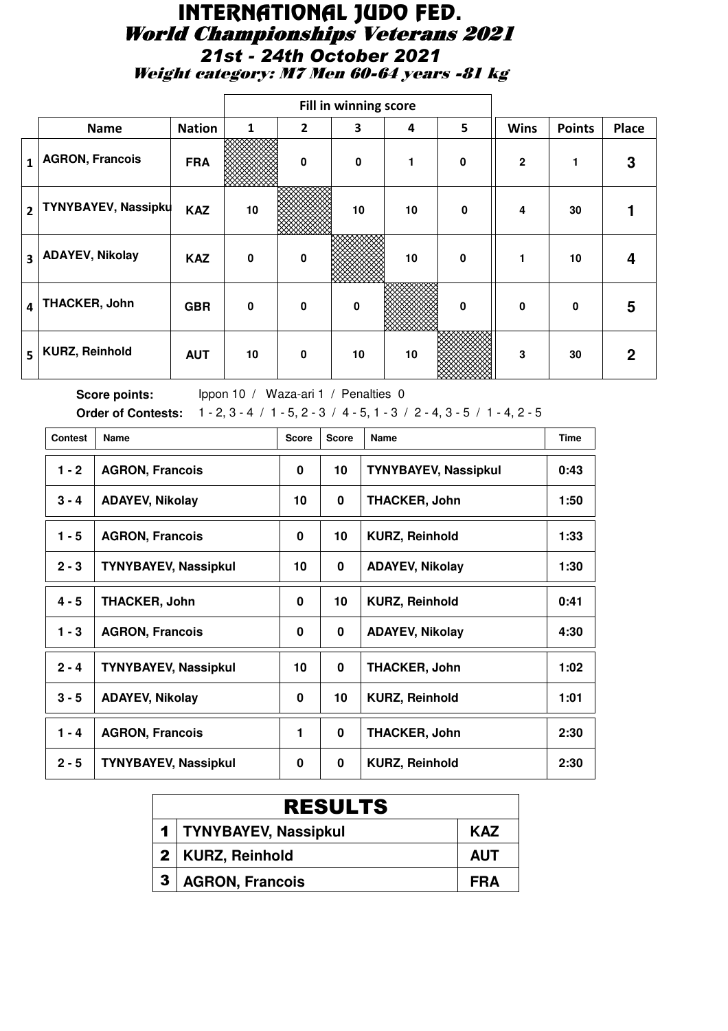# INTERNATIONAL JUDO FED.

## *World Championships Veterans 2021*

### *21st - 24th October 2021*

*Weight category: M7 Men 60-64 years -81 kg*

| | Name | Nation | Fill in winning score 1 | 2 | 3 | 4 | 5 | Wins | Points | Place |
|---|---|---|---|---|---|---|---|---|---|---|
| 1 | AGRON, Francois | FRA | | 0 | 0 | 1 | 0 | 2 | 1 | 3 |
| 2 | TYNYBAYEV, Nassipku | KAZ | 10 | | 10 | 10 | 0 | 4 | 30 | 1 |
| 3 | ADAYEV, Nikolay | KAZ | 0 | 0 | | 10 | 0 | 1 | 10 | 4 |
| 4 | THACKER, John | GBR | 0 | 0 | 0 | | 0 | 0 | 0 | 5 |
| 5 | KURZ, Reinhold | AUT | 10 | 0 | 10 | 10 | | 3 | 30 | 2 |

**Score points:** Ippon 10 / Waza-ari 1 / Penalties 0

**Order of Contests:** 1 - 2, 3 - 4 / 1 - 5, 2 - 3 / 4 - 5, 1 - 3 / 2 - 4, 3 - 5 / 1 - 4, 2 - 5

| Contest | Name | Score | Score | Name | Time |
|---|---|---|---|---|---|
| 1 - 2 | AGRON, Francois | 0 | 10 | TYNYBAYEV, Nassipkul | 0:43 |
| 3 - 4 | ADAYEV, Nikolay | 10 | 0 | THACKER, John | 1:50 |
| 1 - 5 | AGRON, Francois | 0 | 10 | KURZ, Reinhold | 1:33 |
| 2 - 3 | TYNYBAYEV, Nassipkul | 10 | 0 | ADAYEV, Nikolay | 1:30 |
| 4 - 5 | THACKER, John | 0 | 10 | KURZ, Reinhold | 0:41 |
| 1 - 3 | AGRON, Francois | 0 | 0 | ADAYEV, Nikolay | 4:30 |
| 2 - 4 | TYNYBAYEV, Nassipkul | 10 | 0 | THACKER, John | 1:02 |
| 3 - 5 | ADAYEV, Nikolay | 0 | 10 | KURZ, Reinhold | 1:01 |
| 1 - 4 | AGRON, Francois | 1 | 0 | THACKER, John | 2:30 |
| 2 - 5 | TYNYBAYEV, Nassipkul | 0 | 0 | KURZ, Reinhold | 2:30 |

| RESULTS | | |
|---|---|---|
| 1 | TYNYBAYEV, Nassipkul | KAZ |
| 2 | KURZ, Reinhold | AUT |
| 3 | AGRON, Francois | FRA |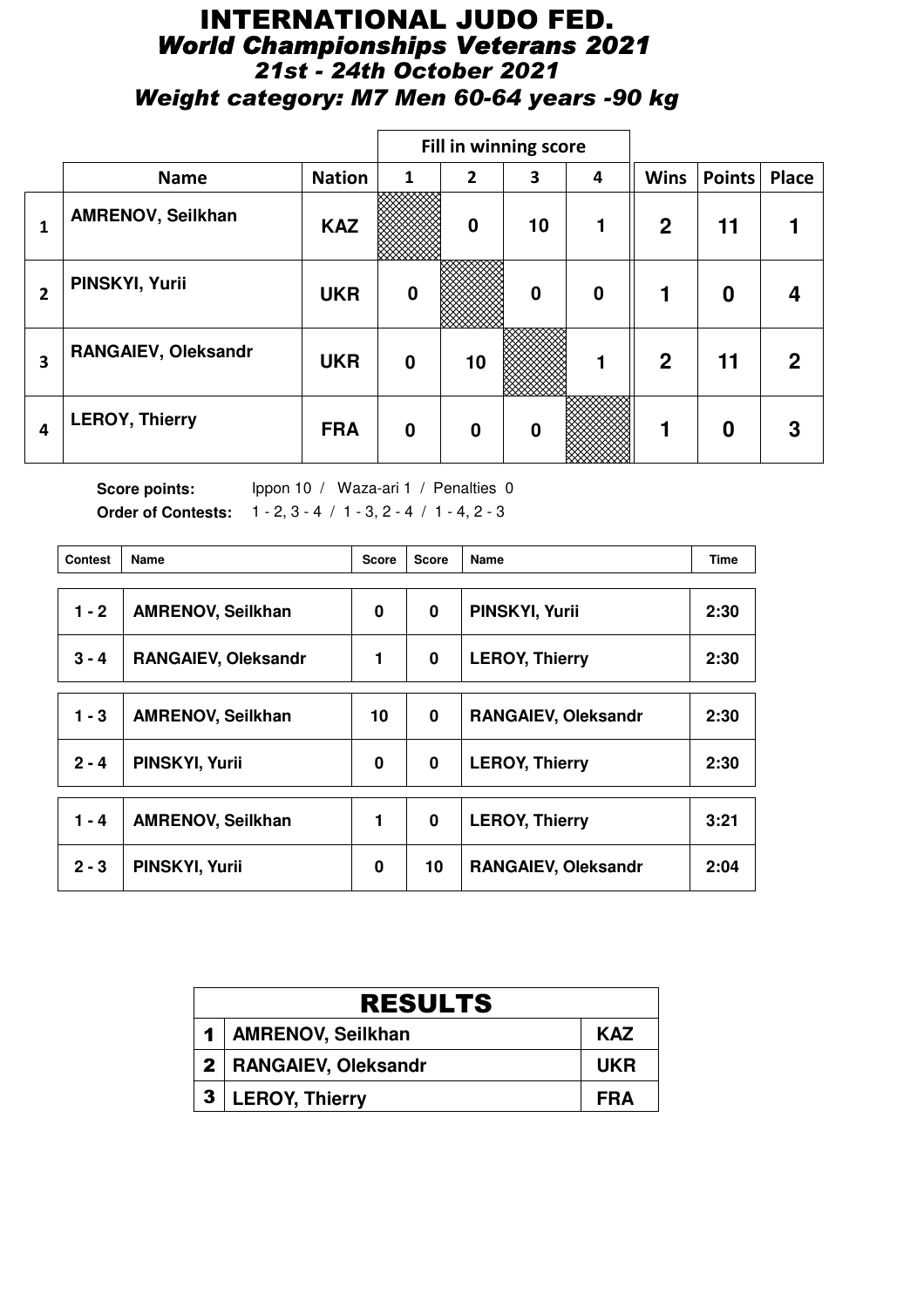# INTERNATIONAL JUDO FED.

## *World Championships Veterans 2021*

### *21st - 24th October 2021*

### *Weight category: M7 Men 60-64 years -90 kg*

| | Name | Nation | Fill in winning score 1 | 2 | 3 | 4 | Wins | Points | Place |
|---|---|---|---|---|---|---|---|---|---|
| 1 | AMRENOV, Seilkhan | KAZ | | 0 | 10 | 1 | 2 | 11 | 1 |
| 2 | PINSKYI, Yurii | UKR | 0 | | 0 | 0 | 1 | 0 | 4 |
| 3 | RANGAIEV, Oleksandr | UKR | 0 | 10 | | 1 | 2 | 11 | 2 |
| 4 | LEROY, Thierry | FRA | 0 | 0 | 0 | | 1 | 0 | 3 |

**Score points:** Ippon 10 / Waza-ari 1 / Penalties 0

**Order of Contests:** 1 - 2, 3 - 4 / 1 - 3, 2 - 4 / 1 - 4, 2 - 3

| Contest | Name | Score | Score | Name | Time |
|---|---|---|---|---|---|
| 1 - 2 | AMRENOV, Seilkhan | 0 | 0 | PINSKYI, Yurii | 2:30 |
| 3 - 4 | RANGAIEV, Oleksandr | 1 | 0 | LEROY, Thierry | 2:30 |
| 1 - 3 | AMRENOV, Seilkhan | 10 | 0 | RANGAIEV, Oleksandr | 2:30 |
| 2 - 4 | PINSKYI, Yurii | 0 | 0 | LEROY, Thierry | 2:30 |
| 1 - 4 | AMRENOV, Seilkhan | 1 | 0 | LEROY, Thierry | 3:21 |
| 2 - 3 | PINSKYI, Yurii | 0 | 10 | RANGAIEV, Oleksandr | 2:04 |

| RESULTS | | |
|---|---|---|
| 1 | AMRENOV, Seilkhan | KAZ |
| 2 | RANGAIEV, Oleksandr | UKR |
| 3 | LEROY, Thierry | FRA |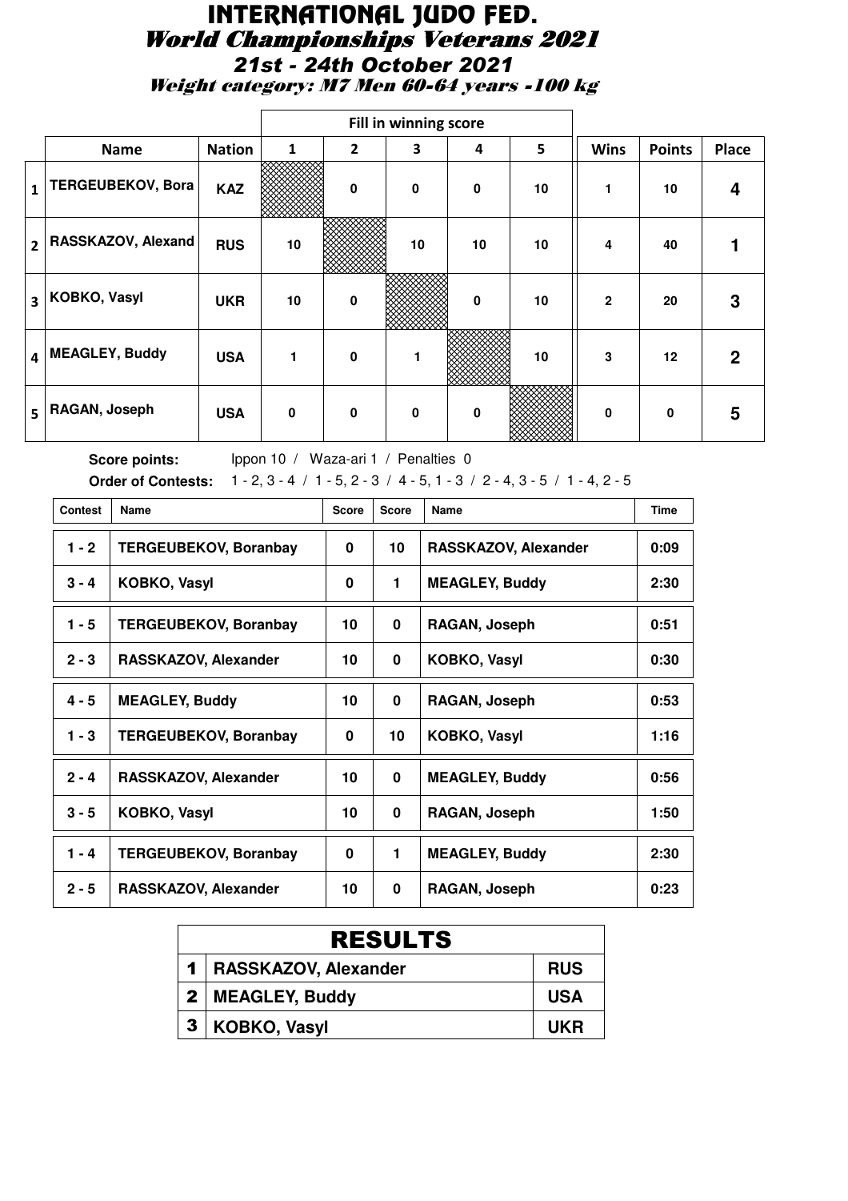# INTERNATIONAL JUDO FED.

## *World Championships Veterans 2021*

### *21st - 24th October 2021*

### *Weight category: M7 Men 60-64 years -100 kg*

| | Name | Nation | Fill in winning score 1 | 2 | 3 | 4 | 5 | Wins | Points | Place |
|---|---|---|---|---|---|---|---|---|---|---|
| 1 | TERGEUBEKOV, Bora | KAZ | | 0 | 0 | 0 | 10 | 1 | 10 | 4 |
| 2 | RASSKAZOV, Alexand | RUS | 10 | | 10 | 10 | 10 | 4 | 40 | 1 |
| 3 | KOBKO, Vasyl | UKR | 10 | 0 | | 0 | 10 | 2 | 20 | 3 |
| 4 | MEAGLEY, Buddy | USA | 1 | 0 | 1 | | 10 | 3 | 12 | 2 |
| 5 | RAGAN, Joseph | USA | 0 | 0 | 0 | 0 | | 0 | 0 | 5 |

**Score points:** Ippon 10 / Waza-ari 1 / Penalties 0

**Order of Contests:** 1 - 2, 3 - 4 / 1 - 5, 2 - 3 / 4 - 5, 1 - 3 / 2 - 4, 3 - 5 / 1 - 4, 2 - 5

| Contest | Name | Score | Score | Name | Time |
|---|---|---|---|---|---|
| 1 - 2 | TERGEUBEKOV, Boranbay | 0 | 10 | RASSKAZOV, Alexander | 0:09 |
| 3 - 4 | KOBKO, Vasyl | 0 | 1 | MEAGLEY, Buddy | 2:30 |
| 1 - 5 | TERGEUBEKOV, Boranbay | 10 | 0 | RAGAN, Joseph | 0:51 |
| 2 - 3 | RASSKAZOV, Alexander | 10 | 0 | KOBKO, Vasyl | 0:30 |
| 4 - 5 | MEAGLEY, Buddy | 10 | 0 | RAGAN, Joseph | 0:53 |
| 1 - 3 | TERGEUBEKOV, Boranbay | 0 | 10 | KOBKO, Vasyl | 1:16 |
| 2 - 4 | RASSKAZOV, Alexander | 10 | 0 | MEAGLEY, Buddy | 0:56 |
| 3 - 5 | KOBKO, Vasyl | 10 | 0 | RAGAN, Joseph | 1:50 |
| 1 - 4 | TERGEUBEKOV, Boranbay | 0 | 1 | MEAGLEY, Buddy | 2:30 |
| 2 - 5 | RASSKAZOV, Alexander | 10 | 0 | RAGAN, Joseph | 0:23 |

| RESULTS | | |
|---|---|---|
| 1 | RASSKAZOV, Alexander | RUS |
| 2 | MEAGLEY, Buddy | USA |
| 3 | KOBKO, Vasyl | UKR |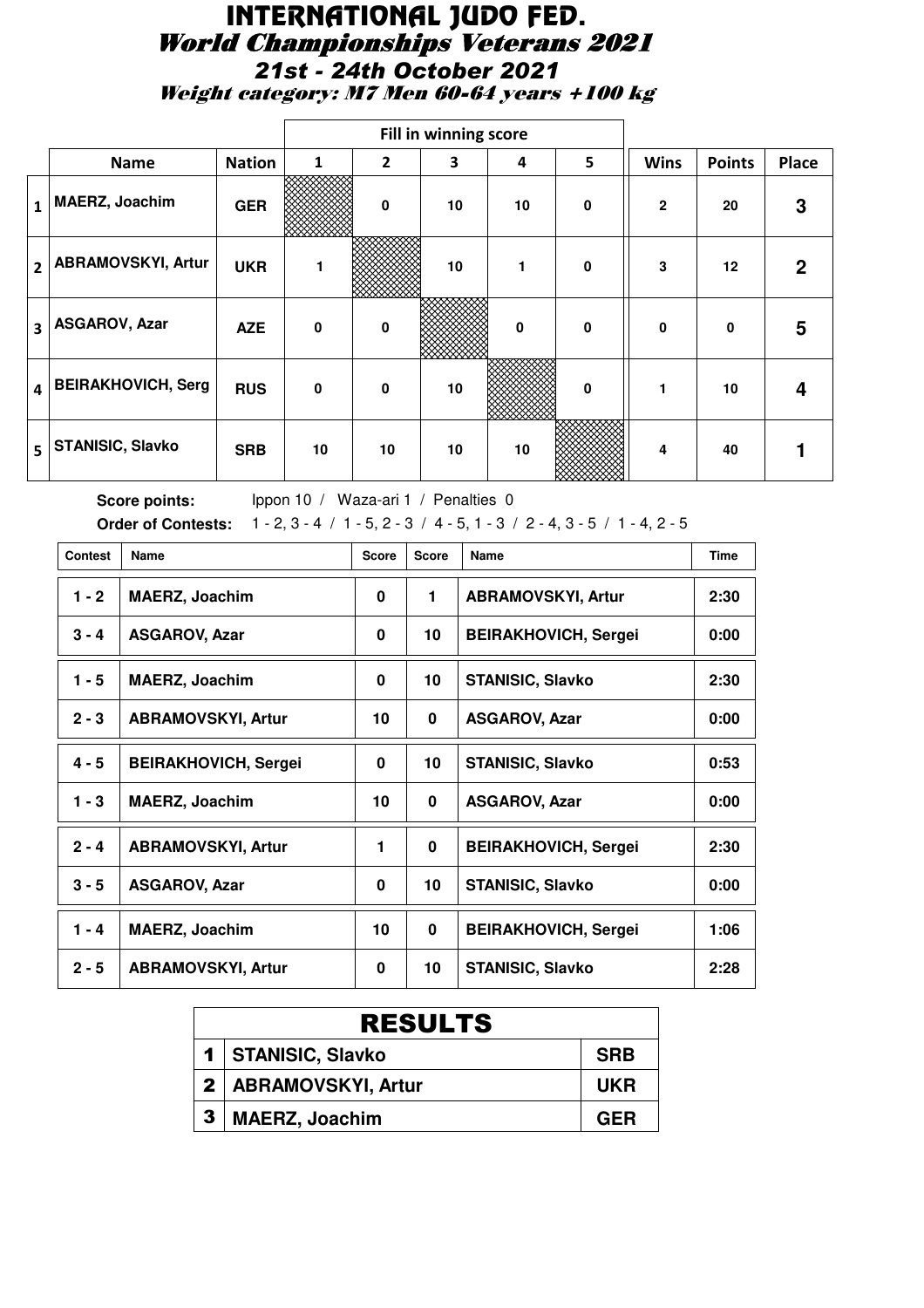# INTERNATIONAL JUDO FED.

## *World Championships Veterans 2021*

### *21st - 24th October 2021*

### *Weight category: M7 Men 60-64 years +100 kg*

| | Name | Nation | Fill in winning score 1 | 2 | 3 | 4 | 5 | Wins | Points | Place |
|---|---|---|---|---|---|---|---|---|---|---|
| 1 | MAERZ, Joachim | GER | | 0 | 10 | 10 | 0 | 2 | 20 | 3 |
| 2 | ABRAMOVSKYI, Artur | UKR | 1 | | 10 | 1 | 0 | 3 | 12 | 2 |
| 3 | ASGAROV, Azar | AZE | 0 | 0 | | 0 | 0 | 0 | 0 | 5 |
| 4 | BEIRAKHOVICH, Serg | RUS | 0 | 0 | 10 | | 0 | 1 | 10 | 4 |
| 5 | STANISIC, Slavko | SRB | 10 | 10 | 10 | 10 | | 4 | 40 | 1 |

**Score points:** Ippon 10 / Waza-ari 1 / Penalties 0

**Order of Contests:** 1 - 2, 3 - 4 / 1 - 5, 2 - 3 / 4 - 5, 1 - 3 / 2 - 4, 3 - 5 / 1 - 4, 2 - 5

| Contest | Name | Score | Score | Name | Time |
|---|---|---|---|---|---|
| 1 - 2 | MAERZ, Joachim | 0 | 1 | ABRAMOVSKYI, Artur | 2:30 |
| 3 - 4 | ASGAROV, Azar | 0 | 10 | BEIRAKHOVICH, Sergei | 0:00 |
| 1 - 5 | MAERZ, Joachim | 0 | 10 | STANISIC, Slavko | 2:30 |
| 2 - 3 | ABRAMOVSKYI, Artur | 10 | 0 | ASGAROV, Azar | 0:00 |
| 4 - 5 | BEIRAKHOVICH, Sergei | 0 | 10 | STANISIC, Slavko | 0:53 |
| 1 - 3 | MAERZ, Joachim | 10 | 0 | ASGAROV, Azar | 0:00 |
| 2 - 4 | ABRAMOVSKYI, Artur | 1 | 0 | BEIRAKHOVICH, Sergei | 2:30 |
| 3 - 5 | ASGAROV, Azar | 0 | 10 | STANISIC, Slavko | 0:00 |
| 1 - 4 | MAERZ, Joachim | 10 | 0 | BEIRAKHOVICH, Sergei | 1:06 |
| 2 - 5 | ABRAMOVSKYI, Artur | 0 | 10 | STANISIC, Slavko | 2:28 |

| RESULTS | | |
|---|---|---|
| 1 | STANISIC, Slavko | SRB |
| 2 | ABRAMOVSKYI, Artur | UKR |
| 3 | MAERZ, Joachim | GER |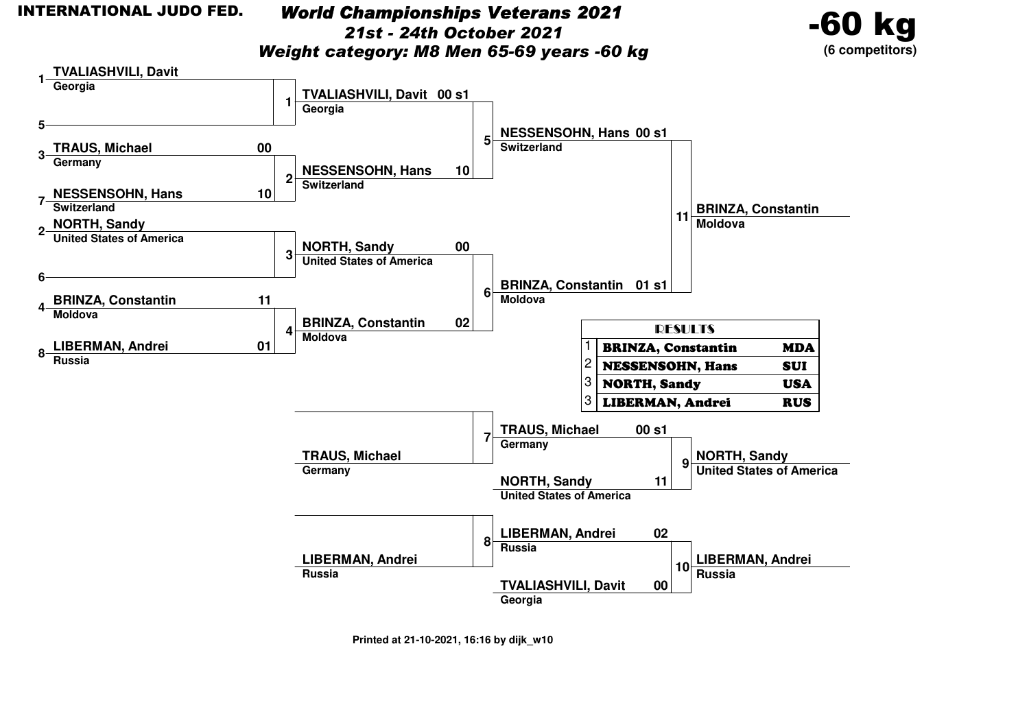**INTERNATIONAL JUDO FED.**

# *World Championships Veterans 2021*

## *21st - 24th October 2021*

## *Weight category: M8 Men 65-69 years -60 kg*

**-60 kg**
**(6 competitors)**

### Main bracket

**Round 1**

| Contest | Competitor | Country | Score |
|---|---|---|---|
| 1 | 1 TVALIASHVILI, Davit | Georgia | |
| | 5 | | |
| 2 | 3 TRAUS, Michael | Germany | 00 |
| | 7 NESSENSOHN, Hans | Switzerland | 10 |
| 3 | 2 NORTH, Sandy | United States of America | |
| | 6 | | |
| 4 | 4 BRINZA, Constantin | Moldova | 11 |
| | 8 LIBERMAN, Andrei | Russia | 01 |

**Round 2**

| Contest | Competitor | Country | Score |
|---|---|---|---|
| 5 | TVALIASHVILI, Davit | Georgia | 00 s1 |
| | NESSENSOHN, Hans | Switzerland | 10 |
| 6 | NORTH, Sandy | United States of America | 00 |
| | BRINZA, Constantin | Moldova | 02 |

**Final**

| Contest | Competitor | Country | Score |
|---|---|---|---|
| 11 | NESSENSOHN, Hans | Switzerland | 00 s1 |
| | BRINZA, Constantin | Moldova | 01 s1 |

**Winner (11):** BRINZA, Constantin — Moldova

### Repechage

| Contest | Competitor | Country | Score |
|---|---|---|---|
| 7 | | | |
| | TRAUS, Michael | Germany | |
| 8 | | | |
| | LIBERMAN, Andrei | Russia | |

### Bronze medal contests

| Contest | Competitor | Country | Score |
|---|---|---|---|
| 9 | TRAUS, Michael | Germany | 00 s1 |
| | NORTH, Sandy | United States of America | 11 |
| 10 | LIBERMAN, Andrei | Russia | 02 |
| | TVALIASHVILI, Davit | Georgia | 00 |

**Winner (9):** NORTH, Sandy — United States of America

**Winner (10):** LIBERMAN, Andrei — Russia

### RESULTS

| Place | Name | Country |
|---|---|---|
| 1 | BRINZA, Constantin | MDA |
| 2 | NESSENSOHN, Hans | SUI |
| 3 | NORTH, Sandy | USA |
| 3 | LIBERMAN, Andrei | RUS |

Printed at 21-10-2021, 16:16 by dijk_w10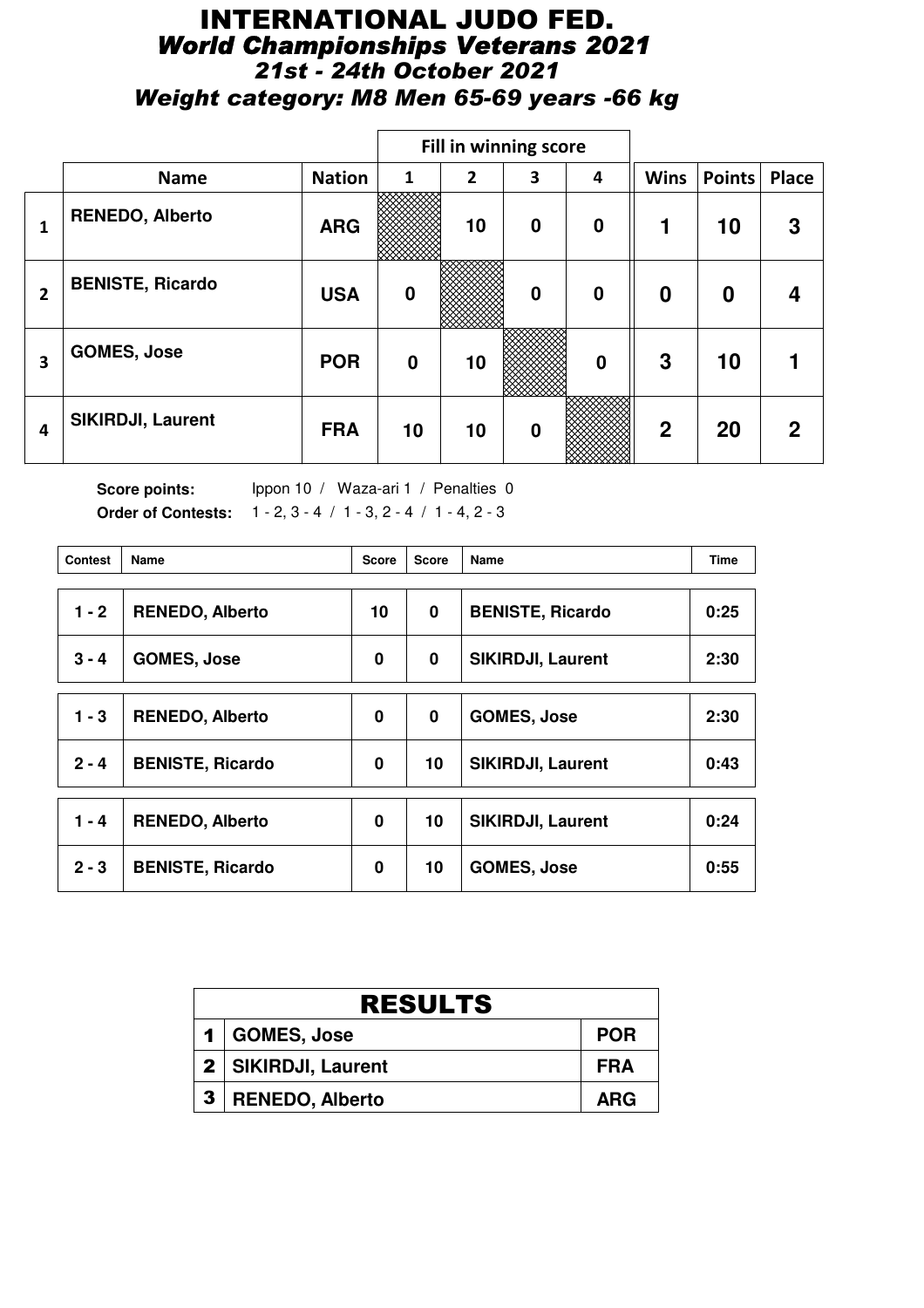# INTERNATIONAL JUDO FED.

## *World Championships Veterans 2021*

### *21st - 24th October 2021*

### *Weight category: M8 Men 65-69 years -66 kg*

| | | | Fill in winning score | | | | | | |
|---|---|---|---|---|---|---|---|---|---|
| | **Name** | **Nation** | **1** | **2** | **3** | **4** | **Wins** | **Points** | **Place** |
| **1** | **RENEDO, Alberto** | **ARG** | | **10** | **0** | **0** | **1** | **10** | **3** |
| **2** | **BENISTE, Ricardo** | **USA** | **0** | | **0** | **0** | **0** | **0** | **4** |
| **3** | **GOMES, Jose** | **POR** | **0** | **10** | | **0** | **3** | **10** | **1** |
| **4** | **SIKIRDJI, Laurent** | **FRA** | **10** | **10** | **0** | | **2** | **20** | **2** |

**Score points:** Ippon 10 / Waza-ari 1 / Penalties 0

**Order of Contests:** 1 - 2, 3 - 4 / 1 - 3, 2 - 4 / 1 - 4, 2 - 3

| Contest | Name | Score | Score | Name | Time |
|---|---|---|---|---|---|
| **1 - 2** | **RENEDO, Alberto** | **10** | **0** | **BENISTE, Ricardo** | **0:25** |
| **3 - 4** | **GOMES, Jose** | **0** | **0** | **SIKIRDJI, Laurent** | **2:30** |
| **1 - 3** | **RENEDO, Alberto** | **0** | **0** | **GOMES, Jose** | **2:30** |
| **2 - 4** | **BENISTE, Ricardo** | **0** | **10** | **SIKIRDJI, Laurent** | **0:43** |
| **1 - 4** | **RENEDO, Alberto** | **0** | **10** | **SIKIRDJI, Laurent** | **0:24** |
| **2 - 3** | **BENISTE, Ricardo** | **0** | **10** | **GOMES, Jose** | **0:55** |

| RESULTS | | |
|---|---|---|
| **1** | **GOMES, Jose** | **POR** |
| **2** | **SIKIRDJI, Laurent** | **FRA** |
| **3** | **RENEDO, Alberto** | **ARG** |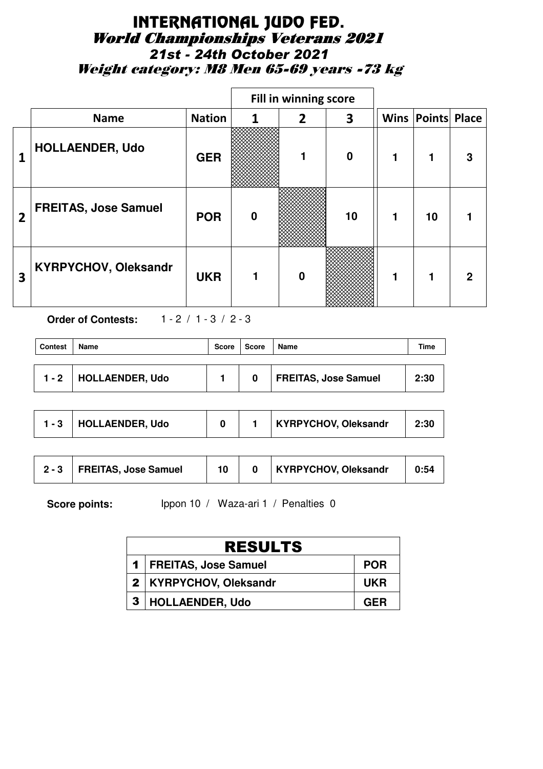# INTERNATIONAL JUDO FED.

## World Championships Veterans 2021

### 21st - 24th October 2021

### Weight category: M8 Men 65-69 years -73 kg

| | Name | Nation | Fill in winning score 1 | 2 | 3 | Wins | Points | Place |
|---|---|---|---|---|---|---|---|---|
| 1 | HOLLAENDER, Udo | GER | | 1 | 0 | 1 | 1 | 3 |
| 2 | FREITAS, Jose Samuel | POR | 0 | | 10 | 1 | 10 | 1 |
| 3 | KYRPYCHOV, Oleksandr | UKR | 1 | 0 | | 1 | 1 | 2 |

**Order of Contests:** 1 - 2 / 1 - 3 / 2 - 3

| Contest | Name | Score | Score | Name | Time |
|---|---|---|---|---|---|
| 1 - 2 | HOLLAENDER, Udo | 1 | 0 | FREITAS, Jose Samuel | 2:30 |
| 1 - 3 | HOLLAENDER, Udo | 0 | 1 | KYRPYCHOV, Oleksandr | 2:30 |
| 2 - 3 | FREITAS, Jose Samuel | 10 | 0 | KYRPYCHOV, Oleksandr | 0:54 |

**Score points:** Ippon 10 / Waza-ari 1 / Penalties 0

| RESULTS | | |
|---|---|---|
| 1 | FREITAS, Jose Samuel | POR |
| 2 | KYRPYCHOV, Oleksandr | UKR |
| 3 | HOLLAENDER, Udo | GER |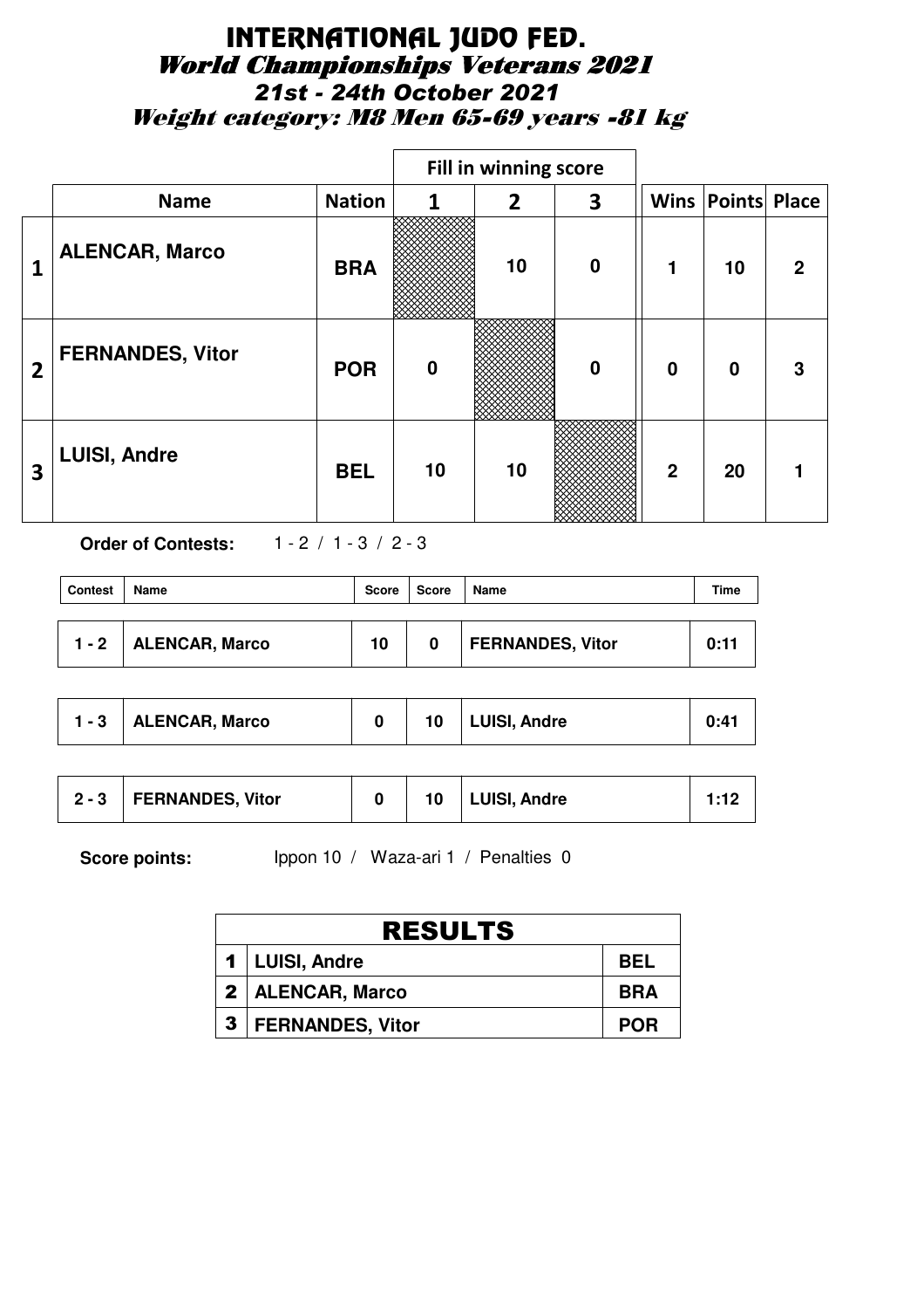# INTERNATIONAL JUDO FED.

## World Championships Veterans 2021

### 21st - 24th October 2021

### Weight category: M8 Men 65-69 years -81 kg

| | Name | Nation | Fill in winning score 1 | 2 | 3 | Wins | Points | Place |
|---|---|---|---|---|---|---|---|---|
| 1 | ALENCAR, Marco | BRA | | 10 | 0 | 1 | 10 | 2 |
| 2 | FERNANDES, Vitor | POR | 0 | | 0 | 0 | 0 | 3 |
| 3 | LUISI, Andre | BEL | 10 | 10 | | 2 | 20 | 1 |

**Order of Contests:** 1 - 2 / 1 - 3 / 2 - 3

| Contest | Name | Score | Score | Name | Time |
|---|---|---|---|---|---|
| 1 - 2 | ALENCAR, Marco | 10 | 0 | FERNANDES, Vitor | 0:11 |
| 1 - 3 | ALENCAR, Marco | 0 | 10 | LUISI, Andre | 0:41 |
| 2 - 3 | FERNANDES, Vitor | 0 | 10 | LUISI, Andre | 1:12 |

**Score points:** Ippon 10 / Waza-ari 1 / Penalties 0

| RESULTS | | |
|---|---|---|
| 1 | LUISI, Andre | BEL |
| 2 | ALENCAR, Marco | BRA |
| 3 | FERNANDES, Vitor | POR |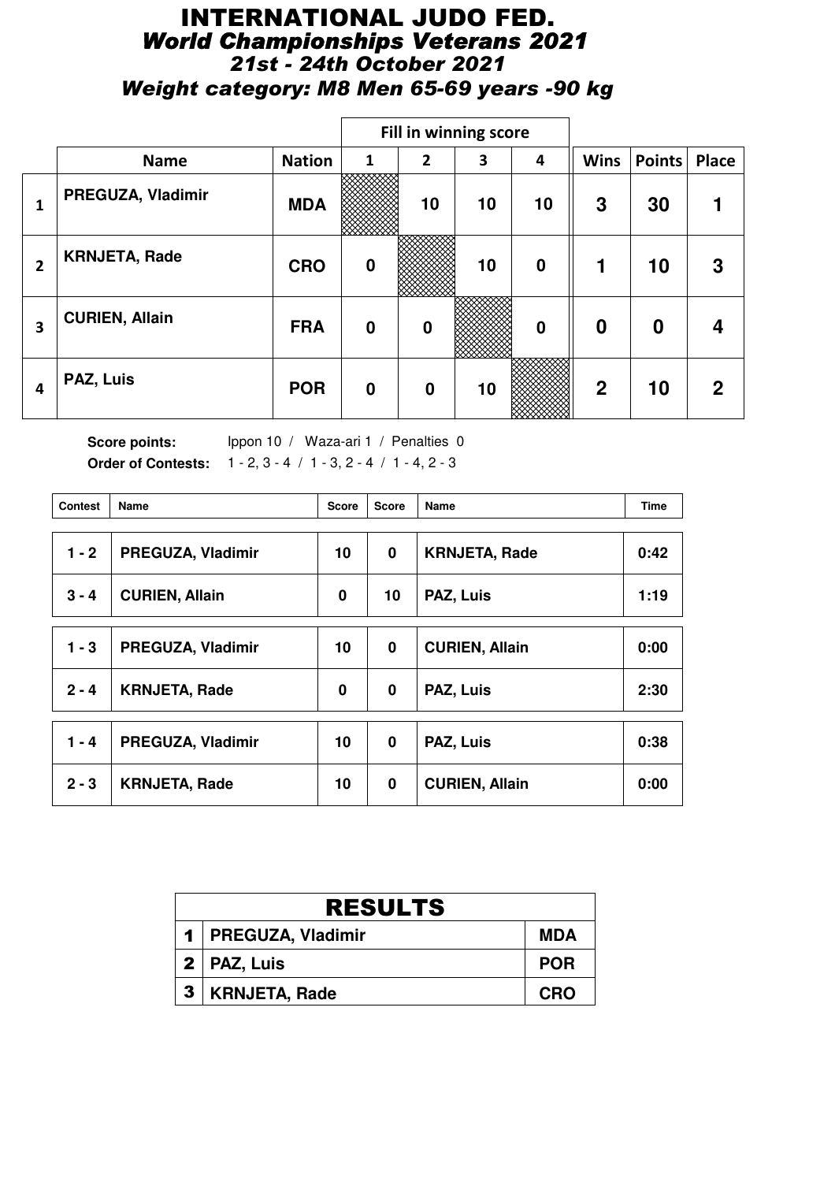# INTERNATIONAL JUDO FED.

## *World Championships Veterans 2021*

### *21st - 24th October 2021*

### *Weight category: M8 Men 65-69 years -90 kg*

| | Name | Nation | Fill in winning score 1 | 2 | 3 | 4 | Wins | Points | Place |
|---|---|---|---|---|---|---|---|---|---|
| 1 | PREGUZA, Vladimir | MDA | | 10 | 10 | 10 | 3 | 30 | 1 |
| 2 | KRNJETA, Rade | CRO | 0 | | 10 | 0 | 1 | 10 | 3 |
| 3 | CURIEN, Allain | FRA | 0 | 0 | | 0 | 0 | 0 | 4 |
| 4 | PAZ, Luis | POR | 0 | 0 | 10 | | 2 | 10 | 2 |

**Score points:** Ippon 10 / Waza-ari 1 / Penalties 0

**Order of Contests:** 1 - 2, 3 - 4 / 1 - 3, 2 - 4 / 1 - 4, 2 - 3

| Contest | Name | Score | Score | Name | Time |
|---|---|---|---|---|---|
| 1 - 2 | PREGUZA, Vladimir | 10 | 0 | KRNJETA, Rade | 0:42 |
| 3 - 4 | CURIEN, Allain | 0 | 10 | PAZ, Luis | 1:19 |
| 1 - 3 | PREGUZA, Vladimir | 10 | 0 | CURIEN, Allain | 0:00 |
| 2 - 4 | KRNJETA, Rade | 0 | 0 | PAZ, Luis | 2:30 |
| 1 - 4 | PREGUZA, Vladimir | 10 | 0 | PAZ, Luis | 0:38 |
| 2 - 3 | KRNJETA, Rade | 10 | 0 | CURIEN, Allain | 0:00 |

| RESULTS | | |
|---|---|---|
| 1 | PREGUZA, Vladimir | MDA |
| 2 | PAZ, Luis | POR |
| 3 | KRNJETA, Rade | CRO |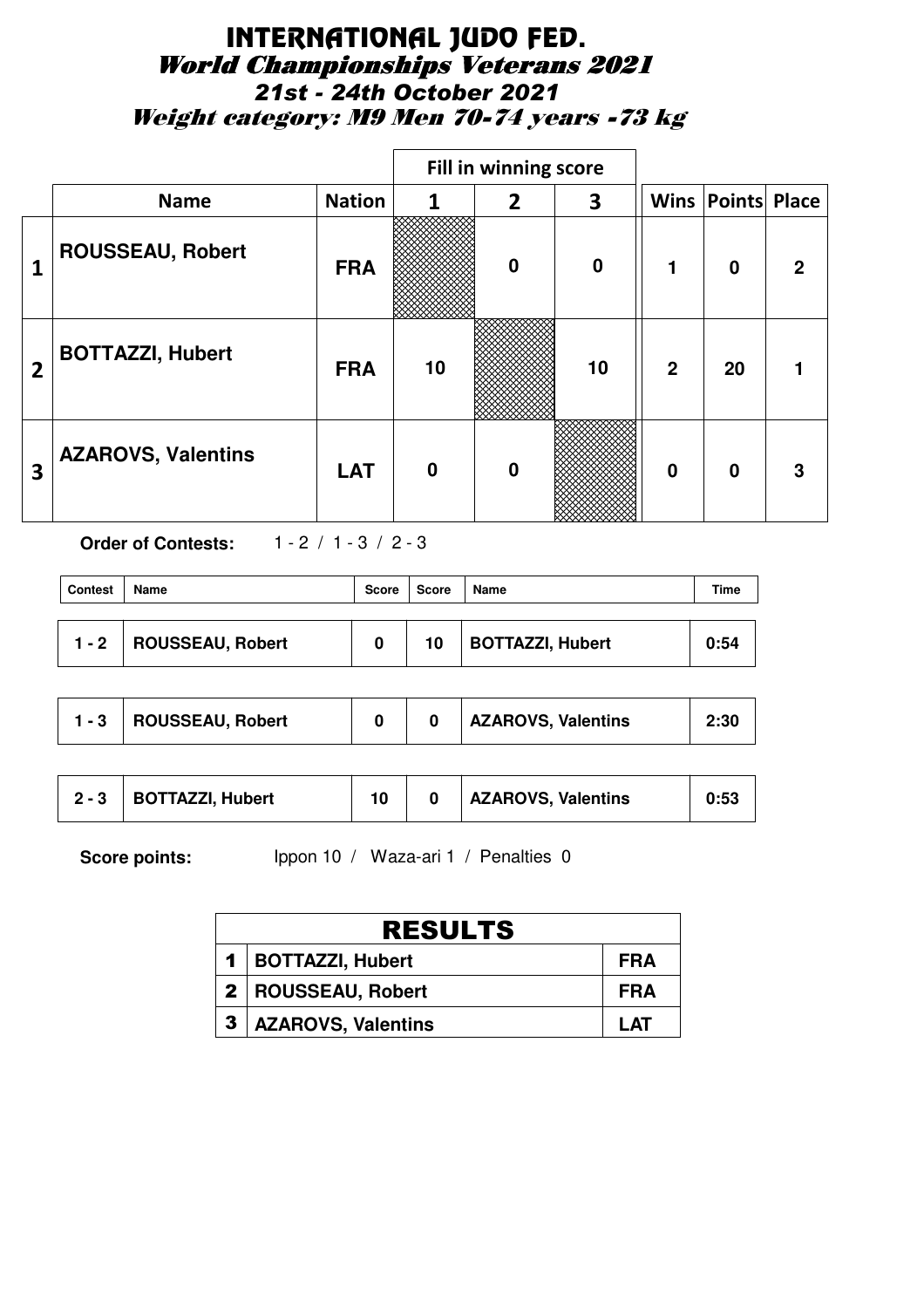# INTERNATIONAL JUDO FED.

## *World Championships Veterans 2021*

### *21st - 24th October 2021*

### *Weight category: M9 Men 70-74 years -73 kg*

| | | | Fill in winning score | | | | | |
|---|---|---|---|---|---|---|---|---|
| | **Name** | **Nation** | **1** | **2** | **3** | **Wins** | **Points** | **Place** |
| **1** | **ROUSSEAU, Robert** | **FRA** | | **0** | **0** | **1** | **0** | **2** |
| **2** | **BOTTAZZI, Hubert** | **FRA** | **10** | | **10** | **2** | **20** | **1** |
| **3** | **AZAROVS, Valentins** | **LAT** | **0** | **0** | | **0** | **0** | **3** |

**Order of Contests:** 1 - 2 / 1 - 3 / 2 - 3

| Contest | Name | Score | Score | Name | Time |
|---|---|---|---|---|---|
| 1 - 2 | ROUSSEAU, Robert | 0 | 10 | BOTTAZZI, Hubert | 0:54 |
| 1 - 3 | ROUSSEAU, Robert | 0 | 0 | AZAROVS, Valentins | 2:30 |
| 2 - 3 | BOTTAZZI, Hubert | 10 | 0 | AZAROVS, Valentins | 0:53 |

**Score points:** Ippon 10 / Waza-ari 1 / Penalties 0

| RESULTS | | |
|---|---|---|
| 1 | BOTTAZZI, Hubert | FRA |
| 2 | ROUSSEAU, Robert | FRA |
| 3 | AZAROVS, Valentins | LAT |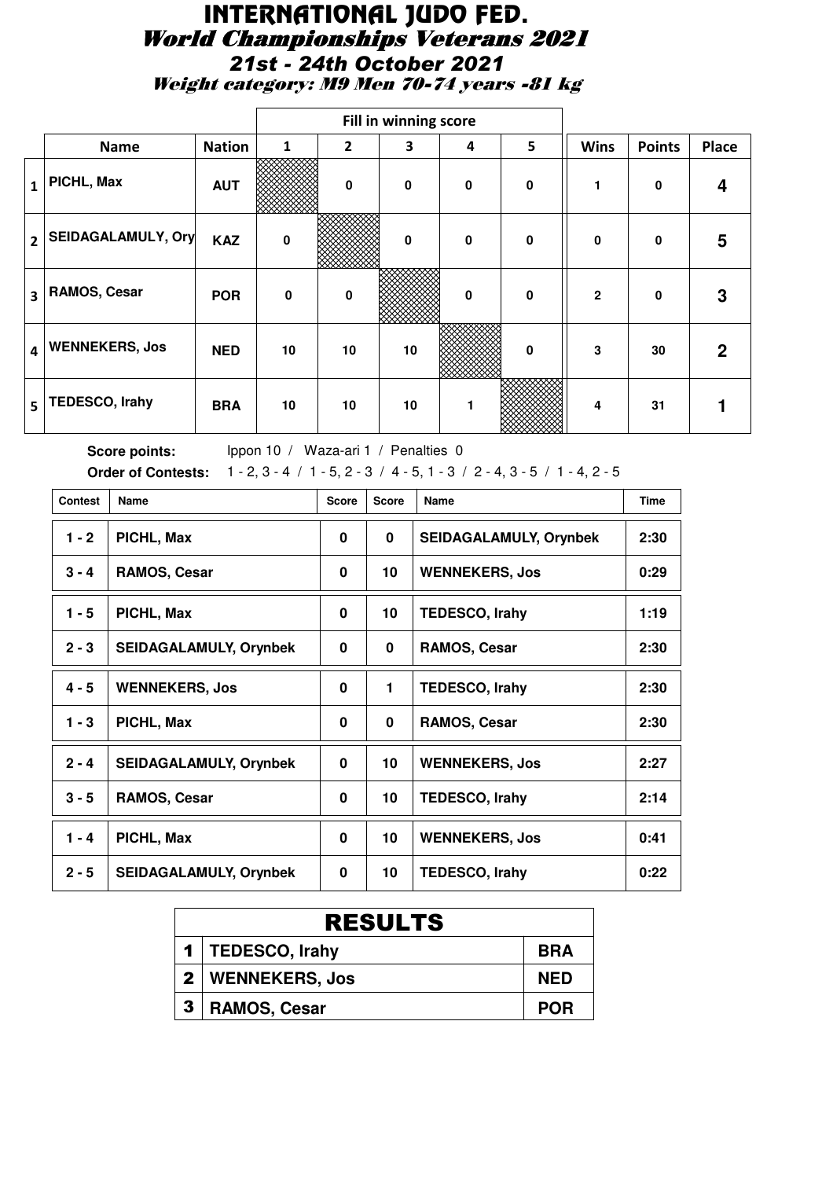# INTERNATIONAL JUDO FED.

## *World Championships Veterans 2021*

### *21st - 24th October 2021*

### *Weight category: M9 Men 70-74 years -81 kg*

| | Name | Nation | 1 | 2 | 3 | 4 | 5 | Wins | Points | Place |
|---|---|---|---|---|---|---|---|---|---|---|
| | | | Fill in winning score | | | | | | | |
| 1 | PICHL, Max | AUT | | 0 | 0 | 0 | 0 | 1 | 0 | 4 |
| 2 | SEIDAGALAMULY, Ory | KAZ | 0 | | 0 | 0 | 0 | 0 | 0 | 5 |
| 3 | RAMOS, Cesar | POR | 0 | 0 | | 0 | 0 | 2 | 0 | 3 |
| 4 | WENNEKERS, Jos | NED | 10 | 10 | 10 | | 0 | 3 | 30 | 2 |
| 5 | TEDESCO, Irahy | BRA | 10 | 10 | 10 | 1 | | 4 | 31 | 1 |

**Score points:** Ippon 10 / Waza-ari 1 / Penalties 0

**Order of Contests:** 1 - 2, 3 - 4 / 1 - 5, 2 - 3 / 4 - 5, 1 - 3 / 2 - 4, 3 - 5 / 1 - 4, 2 - 5

| Contest | Name | Score | Score | Name | Time |
|---|---|---|---|---|---|
| 1 - 2 | PICHL, Max | 0 | 0 | SEIDAGALAMULY, Orynbek | 2:30 |
| 3 - 4 | RAMOS, Cesar | 0 | 10 | WENNEKERS, Jos | 0:29 |
| 1 - 5 | PICHL, Max | 0 | 10 | TEDESCO, Irahy | 1:19 |
| 2 - 3 | SEIDAGALAMULY, Orynbek | 0 | 0 | RAMOS, Cesar | 2:30 |
| 4 - 5 | WENNEKERS, Jos | 0 | 1 | TEDESCO, Irahy | 2:30 |
| 1 - 3 | PICHL, Max | 0 | 0 | RAMOS, Cesar | 2:30 |
| 2 - 4 | SEIDAGALAMULY, Orynbek | 0 | 10 | WENNEKERS, Jos | 2:27 |
| 3 - 5 | RAMOS, Cesar | 0 | 10 | TEDESCO, Irahy | 2:14 |
| 1 - 4 | PICHL, Max | 0 | 10 | WENNEKERS, Jos | 0:41 |
| 2 - 5 | SEIDAGALAMULY, Orynbek | 0 | 10 | TEDESCO, Irahy | 0:22 |

| RESULTS | | |
|---|---|---|
| 1 | TEDESCO, Irahy | BRA |
| 2 | WENNEKERS, Jos | NED |
| 3 | RAMOS, Cesar | POR |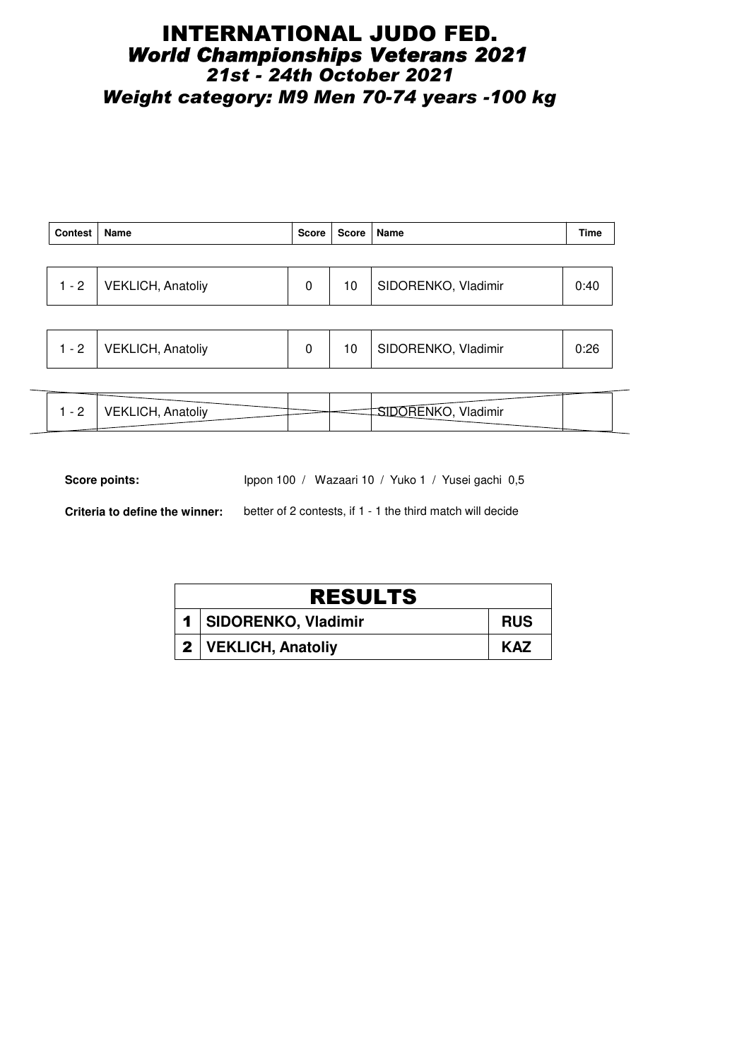# INTERNATIONAL JUDO FED.

## *World Championships Veterans 2021*

### *21st - 24th October 2021*

### *Weight category: M9 Men 70-74 years -100 kg*

| Contest | Name | Score | Score | Name | Time |
|---|---|---|---|---|---|
| 1 - 2 | VEKLICH, Anatoliy | 0 | 10 | SIDORENKO, Vladimir | 0:40 |
| 1 - 2 | VEKLICH, Anatoliy | 0 | 10 | SIDORENKO, Vladimir | 0:26 |
| 1 - 2 | VEKLICH, Anatoliy | | | SIDORENKO, Vladimir | |

**Score points:** Ippon 100 / Wazaari 10 / Yuko 1 / Yusei gachi 0,5

**Criteria to define the winner:** better of 2 contests, if 1 - 1 the third match will decide

| RESULTS | | |
|---|---|---|
| 1 | SIDORENKO, Vladimir | RUS |
| 2 | VEKLICH, Anatoliy | KAZ |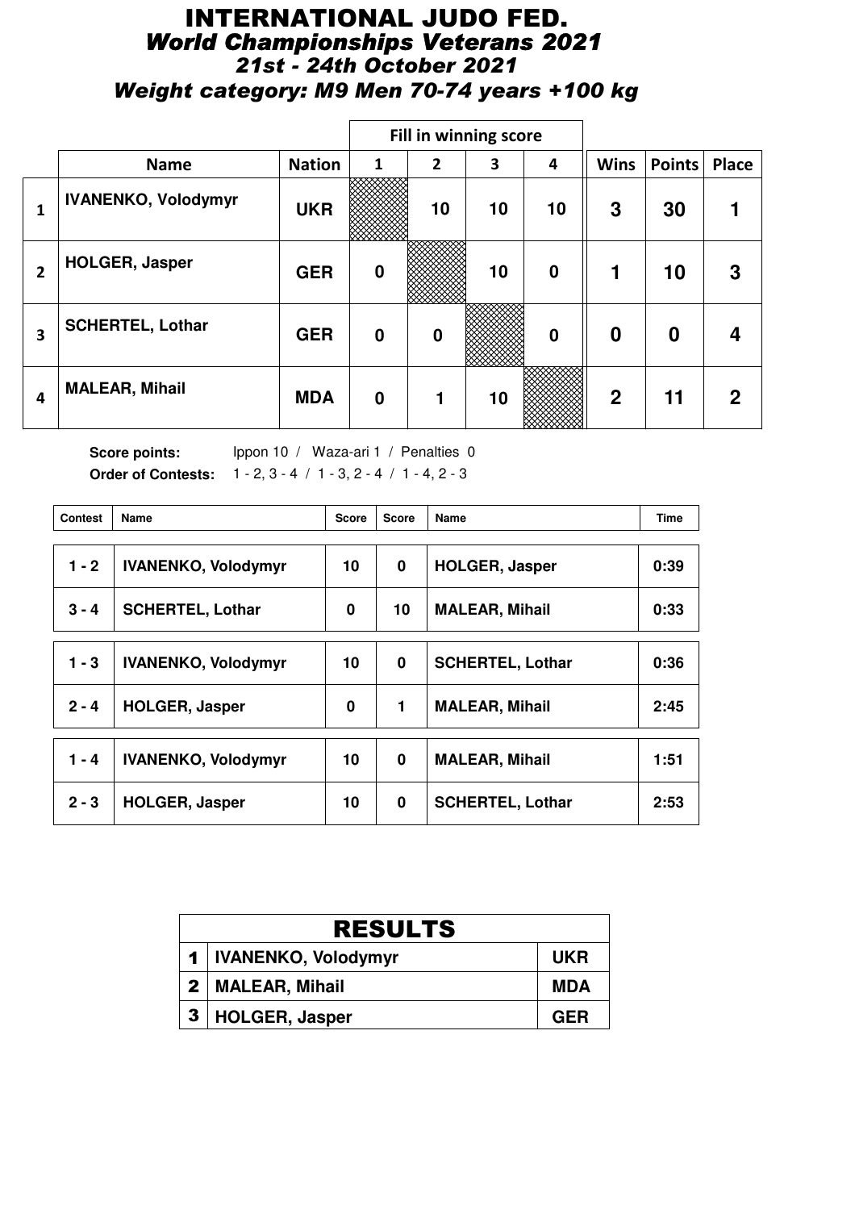# INTERNATIONAL JUDO FED.

## *World Championships Veterans 2021*

### *21st - 24th October 2021*

### *Weight category: M9 Men 70-74 years +100 kg*

| | Name | Nation | Fill in winning score 1 | 2 | 3 | 4 | Wins | Points | Place |
|---|---|---|---|---|---|---|---|---|---|
| 1 | IVANENKO, Volodymyr | UKR | | 10 | 10 | 10 | 3 | 30 | 1 |
| 2 | HOLGER, Jasper | GER | 0 | | 10 | 0 | 1 | 10 | 3 |
| 3 | SCHERTEL, Lothar | GER | 0 | 0 | | 0 | 0 | 0 | 4 |
| 4 | MALEAR, Mihail | MDA | 0 | 1 | 10 | | 2 | 11 | 2 |

**Score points:** Ippon 10 / Waza-ari 1 / Penalties 0

**Order of Contests:** 1 - 2, 3 - 4 / 1 - 3, 2 - 4 / 1 - 4, 2 - 3

| Contest | Name | Score | Score | Name | Time |
|---|---|---|---|---|---|
| 1 - 2 | IVANENKO, Volodymyr | 10 | 0 | HOLGER, Jasper | 0:39 |
| 3 - 4 | SCHERTEL, Lothar | 0 | 10 | MALEAR, Mihail | 0:33 |
| 1 - 3 | IVANENKO, Volodymyr | 10 | 0 | SCHERTEL, Lothar | 0:36 |
| 2 - 4 | HOLGER, Jasper | 0 | 1 | MALEAR, Mihail | 2:45 |
| 1 - 4 | IVANENKO, Volodymyr | 10 | 0 | MALEAR, Mihail | 1:51 |
| 2 - 3 | HOLGER, Jasper | 10 | 0 | SCHERTEL, Lothar | 2:53 |

| RESULTS | | |
|---|---|---|
| 1 | IVANENKO, Volodymyr | UKR |
| 2 | MALEAR, Mihail | MDA |
| 3 | HOLGER, Jasper | GER |